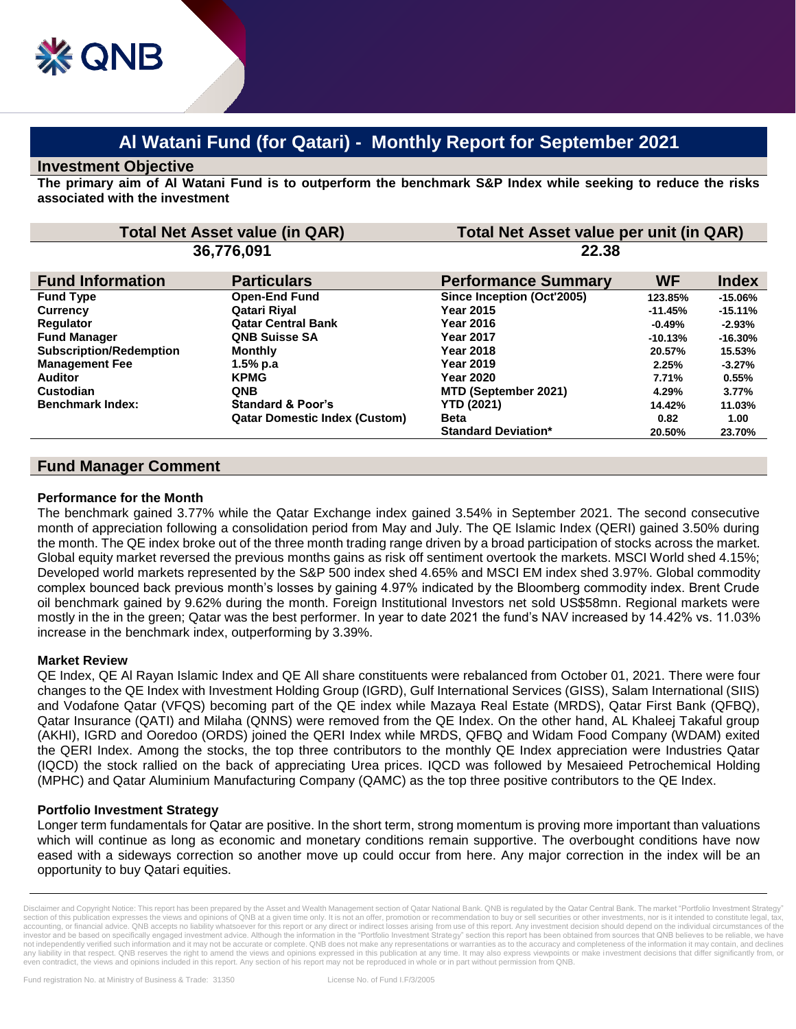# Al Watani Fund (for Qatari) - Monthly Report for September 2021

## Investment Objective

**The primary aim of Al Watani Fund is to outperform the benchmark S&P Index while seeking to reduce the risks associated with the investment**

| Total Net Asset value (in QAR) | Total Net Asset value per unit (in QAR) |
|---|---|
| 36,776,091 | 22.38 |

| Fund Information | Particulars | Performance Summary | WF | Index |
|---|---|---|---|---|
| Fund Type | Open-End Fund | Since Inception (Oct'2005) | 123.85% | -15.06% |
| Currency | Qatari Riyal | Year 2015 | -11.45% | -15.11% |
| Regulator | Qatar Central Bank | Year 2016 | -0.49% | -2.93% |
| Fund Manager | QNB Suisse SA | Year 2017 | -10.13% | -16.30% |
| Subscription/Redemption | Monthly | Year 2018 | 20.57% | 15.53% |
| Management Fee | 1.5% p.a | Year 2019 | 2.25% | -3.27% |
| Auditor | KPMG | Year 2020 | 7.71% | 0.55% |
| Custodian | QNB | MTD (September 2021) | 4.29% | 3.77% |
| Benchmark Index: | Standard & Poor's | YTD (2021) | 14.42% | 11.03% |
| | Qatar Domestic Index (Custom) | Beta | 0.82 | 1.00 |
| | | Standard Deviation* | 20.50% | 23.70% |

## Fund Manager Comment

### Performance for the Month

The benchmark gained 3.77% while the Qatar Exchange index gained 3.54% in September 2021. The second consecutive month of appreciation following a consolidation period from May and July. The QE Islamic Index (QERI) gained 3.50% during the month. The QE index broke out of the three month trading range driven by a broad participation of stocks across the market. Global equity market reversed the previous months gains as risk off sentiment overtook the markets. MSCI World shed 4.15%; Developed world markets represented by the S&P 500 index shed 4.65% and MSCI EM index shed 3.97%. Global commodity complex bounced back previous month's losses by gaining 4.97% indicated by the Bloomberg commodity index. Brent Crude oil benchmark gained by 9.62% during the month. Foreign Institutional Investors net sold US$58mn. Regional markets were mostly in the in the green; Qatar was the best performer. In year to date 2021 the fund's NAV increased by 14.42% vs. 11.03% increase in the benchmark index, outperforming by 3.39%.

### Market Review

QE Index, QE Al Rayan Islamic Index and QE All share constituents were rebalanced from October 01, 2021. There were four changes to the QE Index with Investment Holding Group (IGRD), Gulf International Services (GISS), Salam International (SIIS) and Vodafone Qatar (VFQS) becoming part of the QE index while Mazaya Real Estate (MRDS), Qatar First Bank (QFBQ), Qatar Insurance (QATI) and Milaha (QNNS) were removed from the QE Index. On the other hand, AL Khaleej Takaful group (AKHI), IGRD and Ooredoo (ORDS) joined the QERI Index while MRDS, QFBQ and Widam Food Company (WDAM) exited the QERI Index. Among the stocks, the top three contributors to the monthly QE Index appreciation were Industries Qatar (IQCD) the stock rallied on the back of appreciating Urea prices. IQCD was followed by Mesaieed Petrochemical Holding (MPHC) and Qatar Aluminium Manufacturing Company (QAMC) as the top three positive contributors to the QE Index.

### Portfolio Investment Strategy

Longer term fundamentals for Qatar are positive. In the short term, strong momentum is proving more important than valuations which will continue as long as economic and monetary conditions remain supportive. The overbought conditions have now eased with a sideways correction so another move up could occur from here. Any major correction in the index will be an opportunity to buy Qatari equities.

Disclaimer and Copyright Notice: This report has been prepared by the Asset and Wealth Management section of Qatar National Bank. QNB is regulated by the Qatar Central Bank. The market "Portfolio Investment Strategy" section of this publication expresses the views and opinions of QNB at a given time only. It is not an offer, promotion or recommendation to buy or sell securities or other investments, nor is it intended to constitute legal, tax, accounting, or financial advice. QNB accepts no liability whatsoever for this report or any direct or indirect losses arising from use of this report. Any investment decision should depend on the individual circumstances of the investor and be based on specifically engaged investment advice. Although the information in the "Portfolio Investment Strategy" section this report has been obtained from sources that QNB believes to be reliable, we have not independently verified such information and it may not be accurate or complete. QNB does not make any representations or warranties as to the accuracy and completeness of the information it may contain, and declines any liability in that respect. QNB reserves the right to amend the views and opinions expressed in this publication at any time. It may also express viewpoints or make investment decisions that differ significantly from, or even contradict, the views and opinions included in this report. Any section of his report may not be reproduced in whole or in part without permission from QNB.

Fund registration No. at Ministry of Business & Trade: 31350 License No. of Fund I.F/3/2005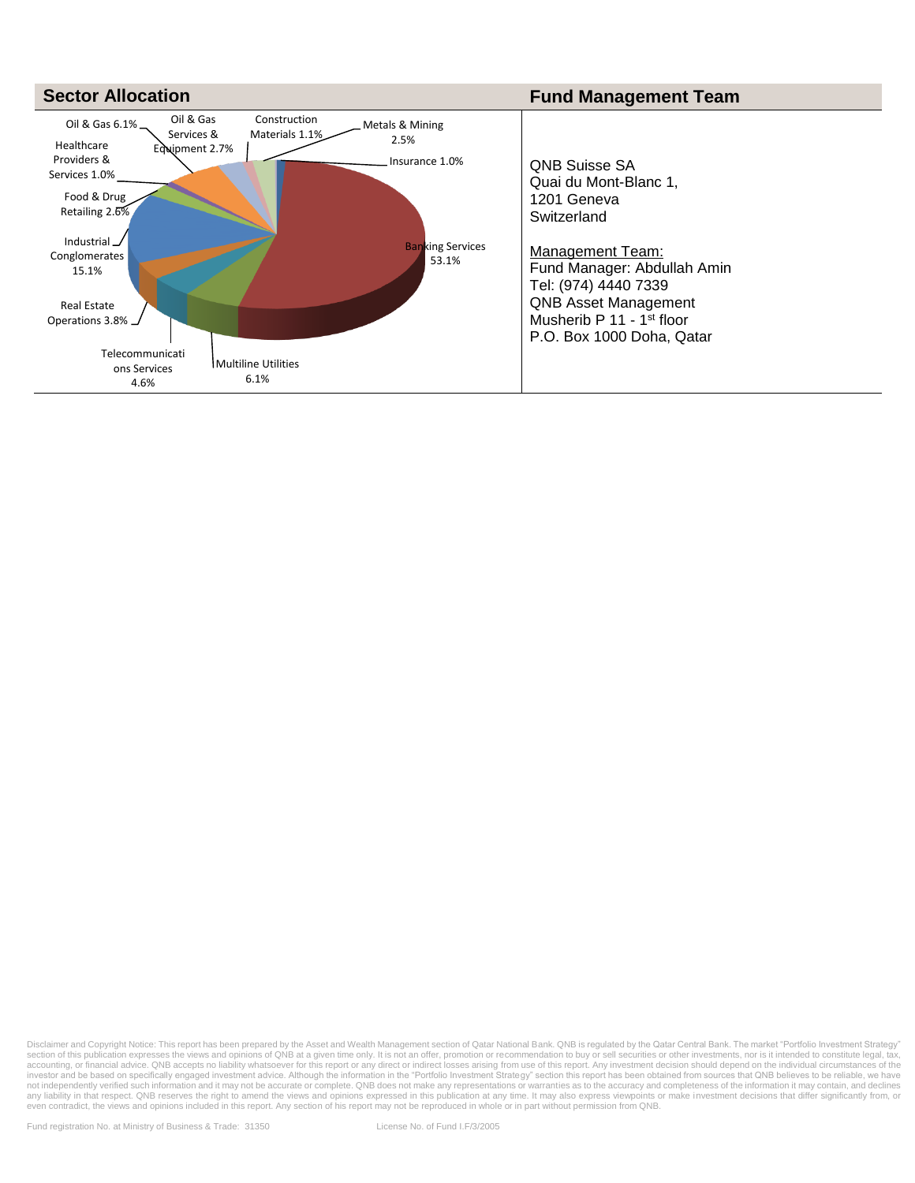## Sector Allocation

Oil & Gas 6.1%

Oil & Gas Services & Equipment 2.7%

Construction Materials 1.1%

Metals & Mining 2.5%

Healthcare Providers & Services 1.0%

Insurance 1.0%

Food & Drug Retailing 2.6%

Industrial Conglomerates 15.1%

Banking Services 53.1%

Real Estate Operations 3.8%

Telecommunications Services 4.6%

Multiline Utilities 6.1%

## Fund Management Team

QNB Suisse SA
Quai du Mont-Blanc 1,
1201 Geneva
Switzerland

Management Team:
Fund Manager: Abdullah Amin
Tel: (974) 4440 7339
QNB Asset Management
Musherib P 11 - 1st floor
P.O. Box 1000 Doha, Qatar

Disclaimer and Copyright Notice: This report has been prepared by the Asset and Wealth Management section of Qatar National Bank. QNB is regulated by the Qatar Central Bank. The market "Portfolio Investment Strategy" section of this publication expresses the views and opinions of QNB at a given time only. It is not an offer, promotion or recommendation to buy or sell securities or other investments, nor is it intended to constitute legal, tax, accounting, or financial advice. QNB accepts no liability whatsoever for this report or any direct or indirect losses arising from use of this report. Any investment decision should depend on the individual circumstances of the investor and be based on specifically engaged investment advice. Although the information in the "Portfolio Investment Strategy" section this report has been obtained from sources that QNB believes to be reliable, we have not independently verified such information and it may not be accurate or complete. QNB does not make any representations or warranties as to the accuracy and completeness of the information it may contain, and declines any liability in that respect. QNB reserves the right to amend the views and opinions expressed in this publication at any time. It may also express viewpoints or make investment decisions that differ significantly from, or even contradict, the views and opinions included in this report. Any section of his report may not be reproduced in whole or in part without permission from QNB.

Fund registration No. at Ministry of Business & Trade: 31350 License No. of Fund I.F/3/2005